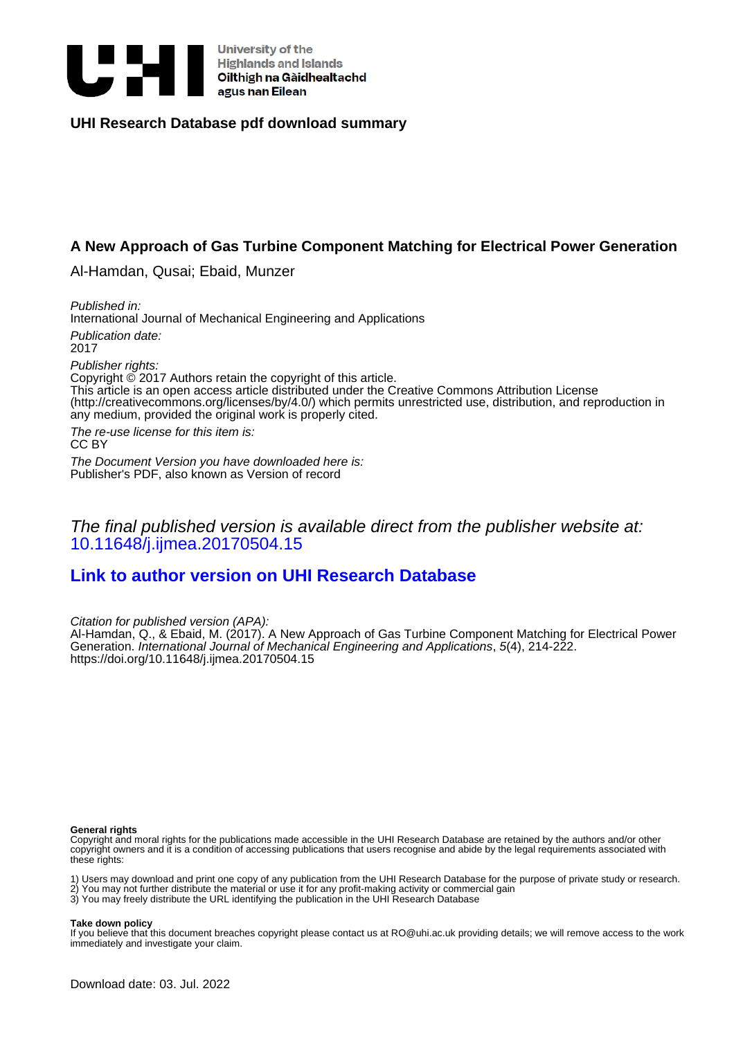University of the Highlands and Islands
Oilthigh na Gàidhealtachd agus nan Eilean

**UHI Research Database pdf download summary**

## A New Approach of Gas Turbine Component Matching for Electrical Power Generation

Al-Hamdan, Qusai; Ebaid, Munzer

*Published in:*
International Journal of Mechanical Engineering and Applications

*Publication date:*
2017

*Publisher rights:*
Copyright © 2017 Authors retain the copyright of this article.
This article is an open access article distributed under the Creative Commons Attribution License (http://creativecommons.org/licenses/by/4.0/) which permits unrestricted use, distribution, and reproduction in any medium, provided the original work is properly cited.

*The re-use license for this item is:*
CC BY

*The Document Version you have downloaded here is:*
Publisher's PDF, also known as Version of record

*The final published version is available direct from the publisher website at:*
10.11648/j.ijmea.20170504.15

**Link to author version on UHI Research Database**

*Citation for published version (APA):*
Al-Hamdan, Q., & Ebaid, M. (2017). A New Approach of Gas Turbine Component Matching for Electrical Power Generation. *International Journal of Mechanical Engineering and Applications*, *5*(4), 214-222. https://doi.org/10.11648/j.ijmea.20170504.15

**General rights**
Copyright and moral rights for the publications made accessible in the UHI Research Database are retained by the authors and/or other copyright owners and it is a condition of accessing publications that users recognise and abide by the legal requirements associated with these rights:

1) Users may download and print one copy of any publication from the UHI Research Database for the purpose of private study or research.
2) You may not further distribute the material or use it for any profit-making activity or commercial gain
3) You may freely distribute the URL identifying the publication in the UHI Research Database

**Take down policy**
If you believe that this document breaches copyright please contact us at RO@uhi.ac.uk providing details; we will remove access to the work immediately and investigate your claim.

Download date: 03. Jul. 2022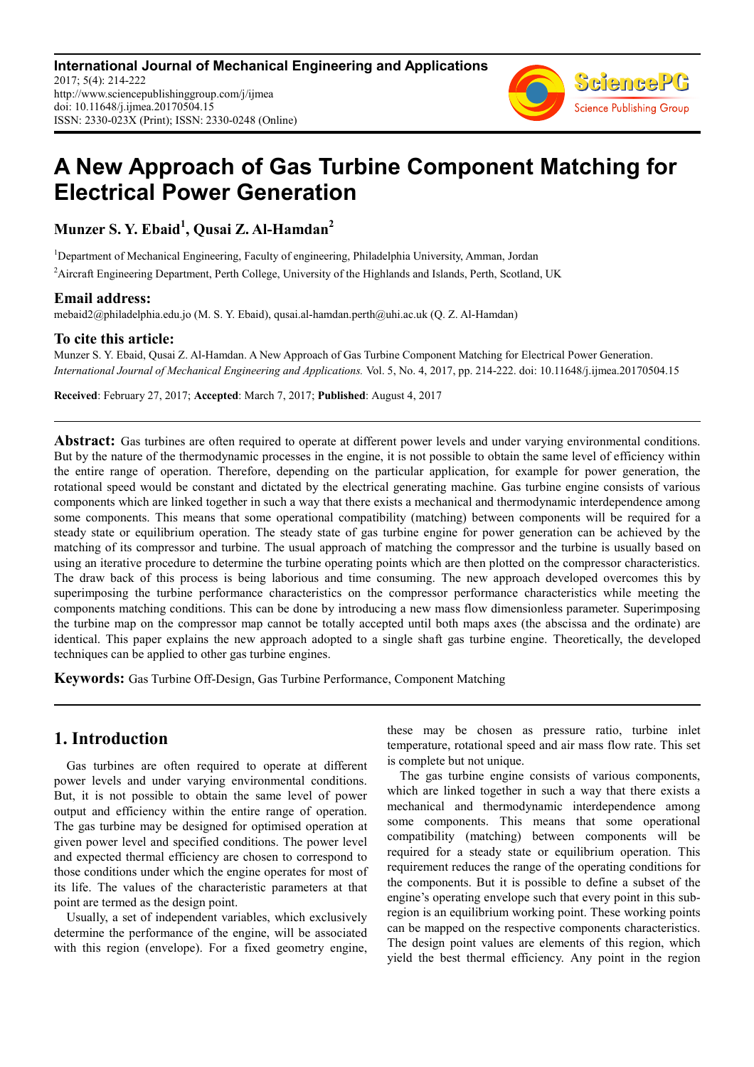# A New Approach of Gas Turbine Component Matching for Electrical Power Generation

**Munzer S. Y. Ebaid[1], Qusai Z. Al-Hamdan[2]**

[1]Department of Mechanical Engineering, Faculty of engineering, Philadelphia University, Amman, Jordan

[2]Aircraft Engineering Department, Perth College, University of the Highlands and Islands, Perth, Scotland, UK

## Email address:

mebaid2@philadelphia.edu.jo (M. S. Y. Ebaid), qusai.al-hamdan.perth@uhi.ac.uk (Q. Z. Al-Hamdan)

## To cite this article:

Munzer S. Y. Ebaid, Qusai Z. Al-Hamdan. A New Approach of Gas Turbine Component Matching for Electrical Power Generation. *International Journal of Mechanical Engineering and Applications.* Vol. 5, No. 4, 2017, pp. 214-222. doi: 10.11648/j.ijmea.20170504.15

**Received**: February 27, 2017; **Accepted**: March 7, 2017; **Published**: August 4, 2017

**Abstract:** Gas turbines are often required to operate at different power levels and under varying environmental conditions. But by the nature of the thermodynamic processes in the engine, it is not possible to obtain the same level of efficiency within the entire range of operation. Therefore, depending on the particular application, for example for power generation, the rotational speed would be constant and dictated by the electrical generating machine. Gas turbine engine consists of various components which are linked together in such a way that there exists a mechanical and thermodynamic interdependence among some components. This means that some operational compatibility (matching) between components will be required for a steady state or equilibrium operation. The steady state of gas turbine engine for power generation can be achieved by the matching of its compressor and turbine. The usual approach of matching the compressor and the turbine is usually based on using an iterative procedure to determine the turbine operating points which are then plotted on the compressor characteristics. The draw back of this process is being laborious and time consuming. The new approach developed overcomes this by superimposing the turbine performance characteristics on the compressor performance characteristics while meeting the components matching conditions. This can be done by introducing a new mass flow dimensionless parameter. Superimposing the turbine map on the compressor map cannot be totally accepted until both maps axes (the abscissa and the ordinate) are identical. This paper explains the new approach adopted to a single shaft gas turbine engine. Theoretically, the developed techniques can be applied to other gas turbine engines.

**Keywords:** Gas Turbine Off-Design, Gas Turbine Performance, Component Matching

## 1. Introduction

Gas turbines are often required to operate at different power levels and under varying environmental conditions. But, it is not possible to obtain the same level of power output and efficiency within the entire range of operation. The gas turbine may be designed for optimised operation at given power level and specified conditions. The power level and expected thermal efficiency are chosen to correspond to those conditions under which the engine operates for most of its life. The values of the characteristic parameters at that point are termed as the design point.

Usually, a set of independent variables, which exclusively determine the performance of the engine, will be associated with this region (envelope). For a fixed geometry engine, these may be chosen as pressure ratio, turbine inlet temperature, rotational speed and air mass flow rate. This set is complete but not unique.

The gas turbine engine consists of various components, which are linked together in such a way that there exists a mechanical and thermodynamic interdependence among some components. This means that some operational compatibility (matching) between components will be required for a steady state or equilibrium operation. This requirement reduces the range of the operating conditions for the components. But it is possible to define a subset of the engine's operating envelope such that every point in this sub-region is an equilibrium working point. These working points can be mapped on the respective components characteristics. The design point values are elements of this region, which yield the best thermal efficiency. Any point in the region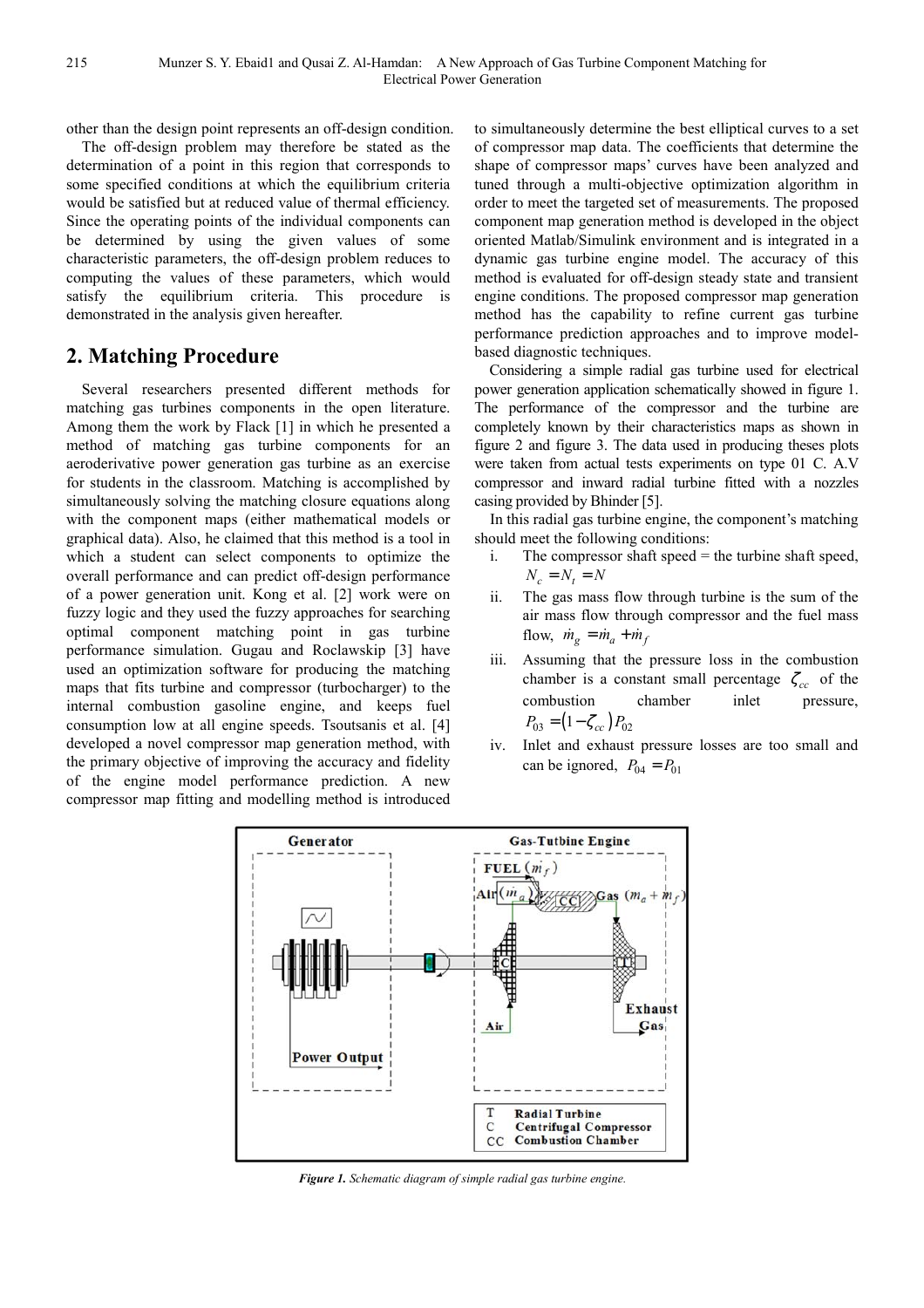other than the design point represents an off-design condition.

The off-design problem may therefore be stated as the determination of a point in this region that corresponds to some specified conditions at which the equilibrium criteria would be satisfied but at reduced value of thermal efficiency. Since the operating points of the individual components can be determined by using the given values of some characteristic parameters, the off-design problem reduces to computing the values of these parameters, which would satisfy the equilibrium criteria. This procedure is demonstrated in the analysis given hereafter.

## 2. Matching Procedure

Several researchers presented different methods for matching gas turbines components in the open literature. Among them the work by Flack [1] in which he presented a method of matching gas turbine components for an aeroderivative power generation gas turbine as an exercise for students in the classroom. Matching is accomplished by simultaneously solving the matching closure equations along with the component maps (either mathematical models or graphical data). Also, he claimed that this method is a tool in which a student can select components to optimize the overall performance and can predict off-design performance of a power generation unit. Kong et al. [2] work were on fuzzy logic and they used the fuzzy approaches for searching optimal component matching point in gas turbine performance simulation. Gugau and Roclawskip [3] have used an optimization software for producing the matching maps that fits turbine and compressor (turbocharger) to the internal combustion gasoline engine, and keeps fuel consumption low at all engine speeds. Tsoutsanis et al. [4] developed a novel compressor map generation method, with the primary objective of improving the accuracy and fidelity of the engine model performance prediction. A new compressor map fitting and modelling method is introduced to simultaneously determine the best elliptical curves to a set of compressor map data. The coefficients that determine the shape of compressor maps' curves have been analyzed and tuned through a multi-objective optimization algorithm in order to meet the targeted set of measurements. The proposed component map generation method is developed in the object oriented Matlab/Simulink environment and is integrated in a dynamic gas turbine engine model. The accuracy of this method is evaluated for off-design steady state and transient engine conditions. The proposed compressor map generation method has the capability to refine current gas turbine performance prediction approaches and to improve model-based diagnostic techniques.

Considering a simple radial gas turbine used for electrical power generation application schematically showed in figure 1. The performance of the compressor and the turbine are completely known by their characteristics maps as shown in figure 2 and figure 3. The data used in producing theses plots were taken from actual tests experiments on type 01 C. A.V compressor and inward radial turbine fitted with a nozzles casing provided by Bhinder [5].

In this radial gas turbine engine, the component's matching should meet the following conditions:

i. The compressor shaft speed = the turbine shaft speed, $N_c = N_t = N$
ii. The gas mass flow through turbine is the sum of the air mass flow through compressor and the fuel mass flow, $\dot{m}_g = \dot{m}_a + \dot{m}_f$
iii. Assuming that the pressure loss in the combustion chamber is a constant small percentage $\zeta_{cc}$ of the combustion chamber inlet pressure, $P_{03} = (1 - \zeta_{cc}) P_{02}$
iv. Inlet and exhaust pressure losses are too small and can be ignored, $P_{04} = P_{01}$

*Figure 1. Schematic diagram of simple radial gas turbine engine.*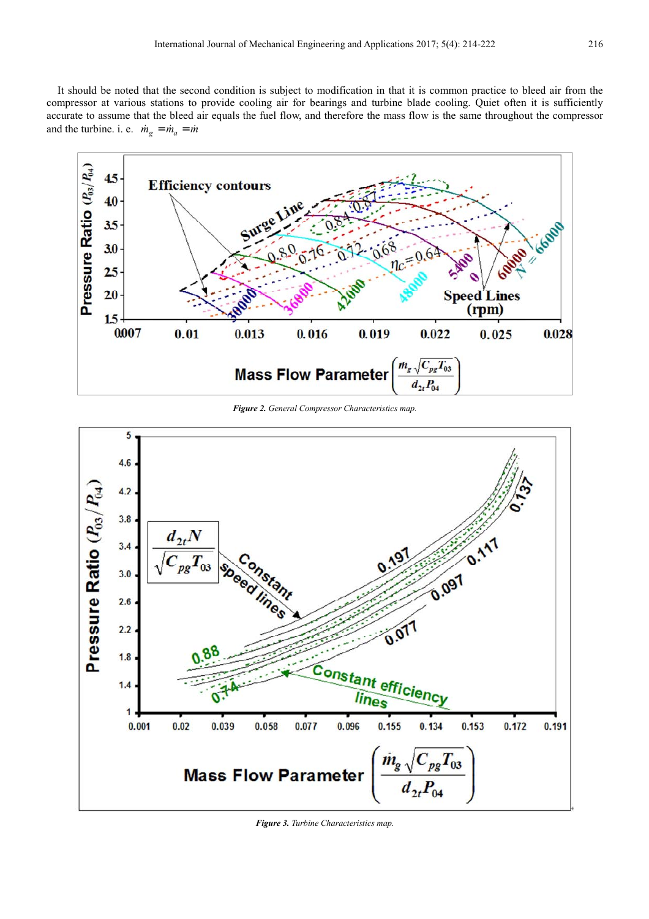It should be noted that the second condition is subject to modification in that it is common practice to bleed air from the compressor at various stations to provide cooling air for bearings and turbine blade cooling. Quiet often it is sufficiently accurate to assume that the bleed air equals the fuel flow, and therefore the mass flow is the same throughout the compressor and the turbine. i. e. $\dot{m}_g = \dot{m}_a = \dot{m}$

***Figure 2.*** *General Compressor Characteristics map.*

***Figure 3.*** *Turbine Characteristics map.*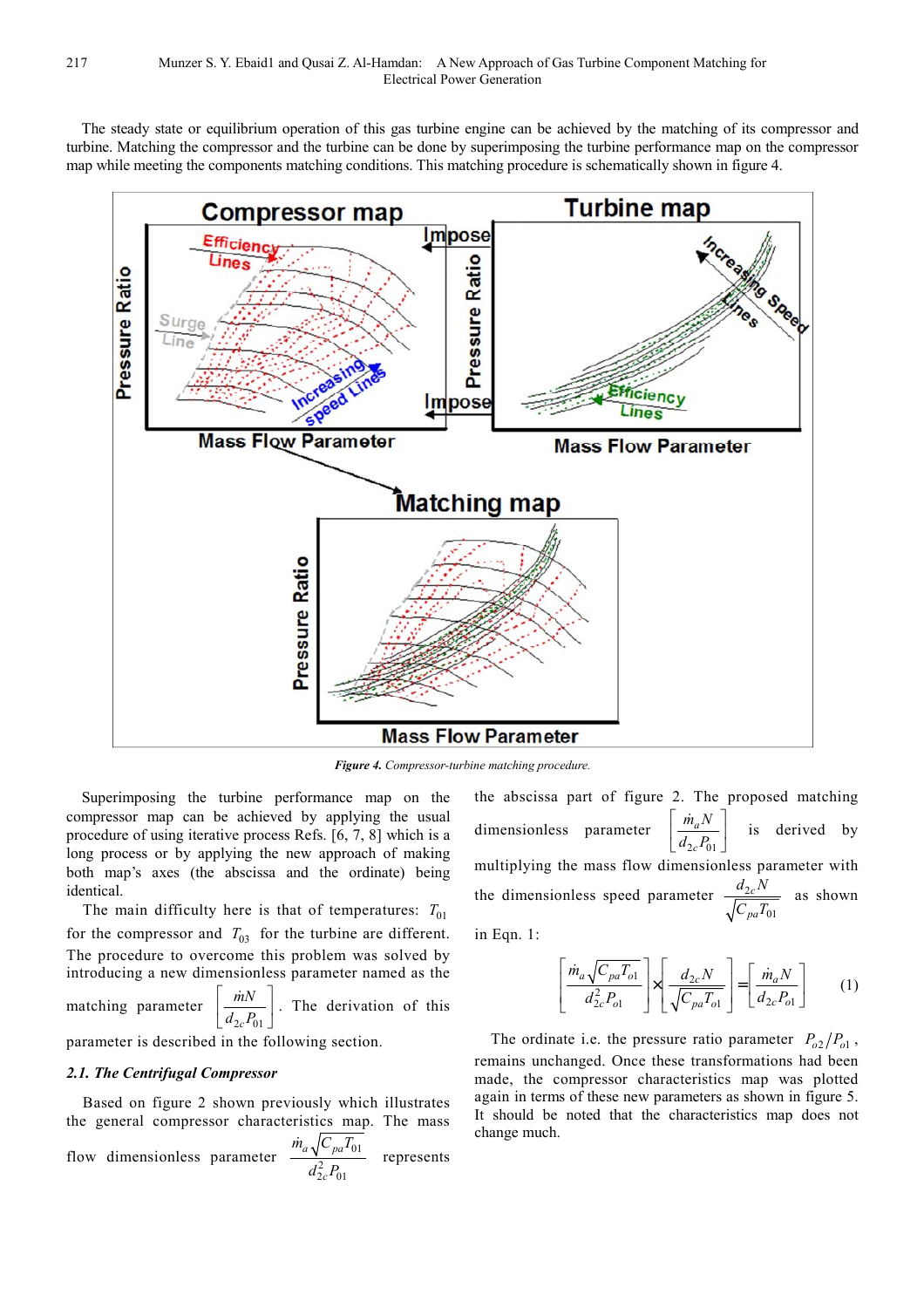The steady state or equilibrium operation of this gas turbine engine can be achieved by the matching of its compressor and turbine. Matching the compressor and the turbine can be done by superimposing the turbine performance map on the compressor map while meeting the components matching conditions. This matching procedure is schematically shown in figure 4.

***Figure 4.*** *Compressor-turbine matching procedure.*

Superimposing the turbine performance map on the compressor map can be achieved by applying the usual procedure of using iterative process Refs. [6, 7, 8] which is a long process or by applying the new approach of making both map's axes (the abscissa and the ordinate) being identical.

The main difficulty here is that of temperatures: $T_{01}$ for the compressor and $T_{03}$ for the turbine are different. The procedure to overcome this problem was solved by introducing a new dimensionless parameter named as the matching parameter $\left[\frac{\dot{m}N}{d_{2c}P_{01}}\right]$. The derivation of this parameter is described in the following section.

### 2.1. The Centrifugal Compressor

Based on figure 2 shown previously which illustrates the general compressor characteristics map. The mass flow dimensionless parameter $\frac{\dot{m}_a\sqrt{C_{pa}T_{01}}}{d_{2c}^2P_{01}}$ represents the abscissa part of figure 2. The proposed matching dimensionless parameter $\left[\frac{\dot{m}_aN}{d_{2c}P_{01}}\right]$ is derived by multiplying the mass flow dimensionless parameter with the dimensionless speed parameter $\frac{d_{2c}N}{\sqrt{C_{pa}T_{01}}}$ as shown in Eqn. 1:

$$\left[\frac{\dot{m}_a\sqrt{C_{pa}T_{o1}}}{d_{2c}^2P_{o1}}\right]\times\left[\frac{d_{2c}N}{\sqrt{C_{pa}T_{o1}}}\right]=\left[\frac{\dot{m}_aN}{d_{2c}P_{o1}}\right] \quad (1)$$

The ordinate i.e. the pressure ratio parameter $P_{o2}/P_{o1}$, remains unchanged. Once these transformations had been made, the compressor characteristics map was plotted again in terms of these new parameters as shown in figure 5. It should be noted that the characteristics map does not change much.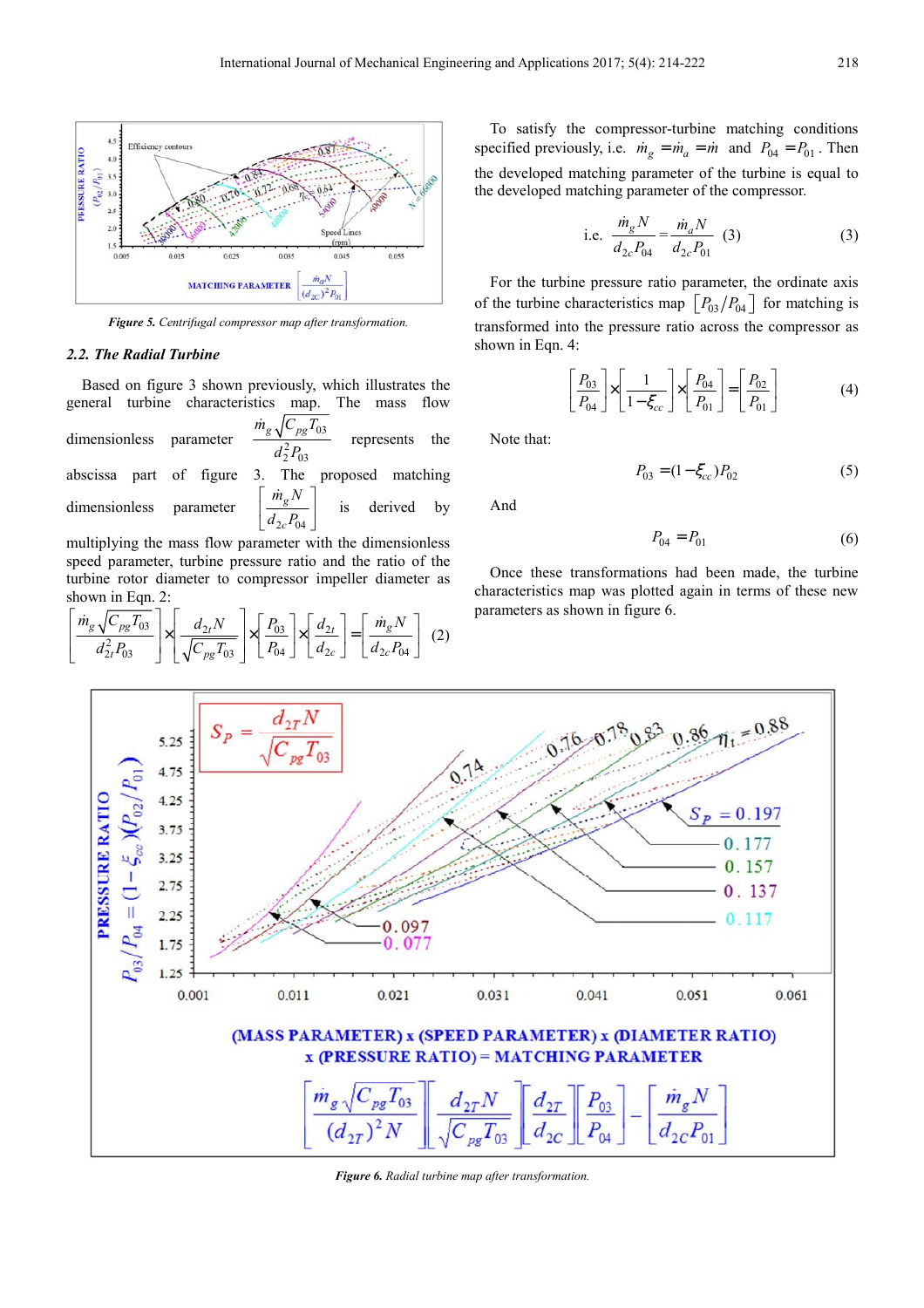*Figure 5. Centrifugal compressor map after transformation.*

### 2.2. The Radial Turbine

Based on figure 3 shown previously, which illustrates the general turbine characteristics map. The mass flow dimensionless parameter $\frac{\dot{m}_g\sqrt{C_{pg}T_{03}}}{d_2^2 P_{03}}$ represents the abscissa part of figure 3. The proposed matching dimensionless parameter $\left[\frac{\dot{m}_g N}{d_{2c}P_{04}}\right]$ is derived by multiplying the mass flow parameter with the dimensionless speed parameter, turbine pressure ratio and the ratio of the turbine rotor diameter to compressor impeller diameter as shown in Eqn. 2:

$$\left[\frac{\dot{m}_g\sqrt{C_{pg}T_{03}}}{d_{2t}^2 P_{03}}\right]\times\left[\frac{d_{2t}N}{\sqrt{C_{pg}T_{03}}}\right]\times\left[\frac{P_{03}}{P_{04}}\right]\times\left[\frac{d_{2t}}{d_{2c}}\right]=\left[\frac{\dot{m}_g N}{d_{2c}P_{04}}\right] \quad (2)$$

To satisfy the compressor-turbine matching conditions specified previously, i.e. $\dot{m}_g = \dot{m}_a = \dot{m}$ and $P_{04} = P_{01}$. Then the developed matching parameter of the turbine is equal to the developed matching parameter of the compressor.

$$\text{i.e.} \quad \frac{\dot{m}_g N}{d_{2c}P_{04}} = \frac{\dot{m}_a N}{d_{2c}P_{01}} \quad (3) \tag{3}$$

For the turbine pressure ratio parameter, the ordinate axis of the turbine characteristics map $\left[P_{03}/P_{04}\right]$ for matching is transformed into the pressure ratio across the compressor as shown in Eqn. 4:

$$\left[\frac{P_{03}}{P_{04}}\right]\times\left[\frac{1}{1-\xi_{cc}}\right]\times\left[\frac{P_{04}}{P_{01}}\right]=\left[\frac{P_{02}}{P_{01}}\right] \tag{4}$$

Note that:

$$P_{03} = (1-\xi_{cc})P_{02} \tag{5}$$

And

$$P_{04} = P_{01} \tag{6}$$

Once these transformations had been made, the turbine characteristics map was plotted again in terms of these new parameters as shown in figure 6.

*Figure 6. Radial turbine map after transformation.*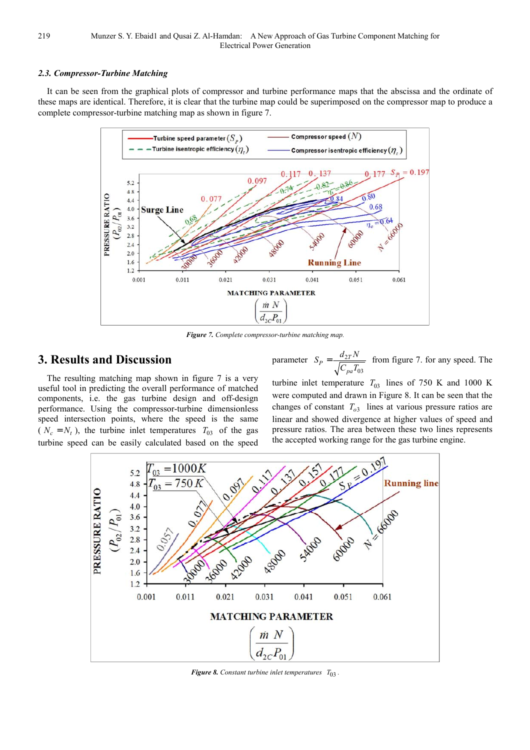### 2.3. Compressor-Turbine Matching

It can be seen from the graphical plots of compressor and turbine performance maps that the abscissa and the ordinate of these maps are identical. Therefore, it is clear that the turbine map could be superimposed on the compressor map to produce a complete compressor-turbine matching map as shown in figure 7.

*Figure 7. Complete compressor-turbine matching map.*

## 3. Results and Discussion

The resulting matching map shown in figure 7 is a very useful tool in predicting the overall performance of matched components, i.e. the gas turbine design and off-design performance. Using the compressor-turbine dimensionless speed intersection points, where the speed is the same ($N_c = N_t$), the turbine inlet temperatures $T_{03}$ of the gas turbine speed can be easily calculated based on the speed parameter $S_P = \frac{d_{2T} N}{\sqrt{C_{pa} T_{03}}}$ from figure 7. for any speed. The turbine inlet temperature $T_{03}$ lines of 750 K and 1000 K were computed and drawn in Figure 8. It can be seen that the changes of constant $T_{o3}$ lines at various pressure ratios are linear and showed divergence at higher values of speed and pressure ratios. The area between these two lines represents the accepted working range for the gas turbine engine.

*Figure 8. Constant turbine inlet temperatures $T_{03}$.*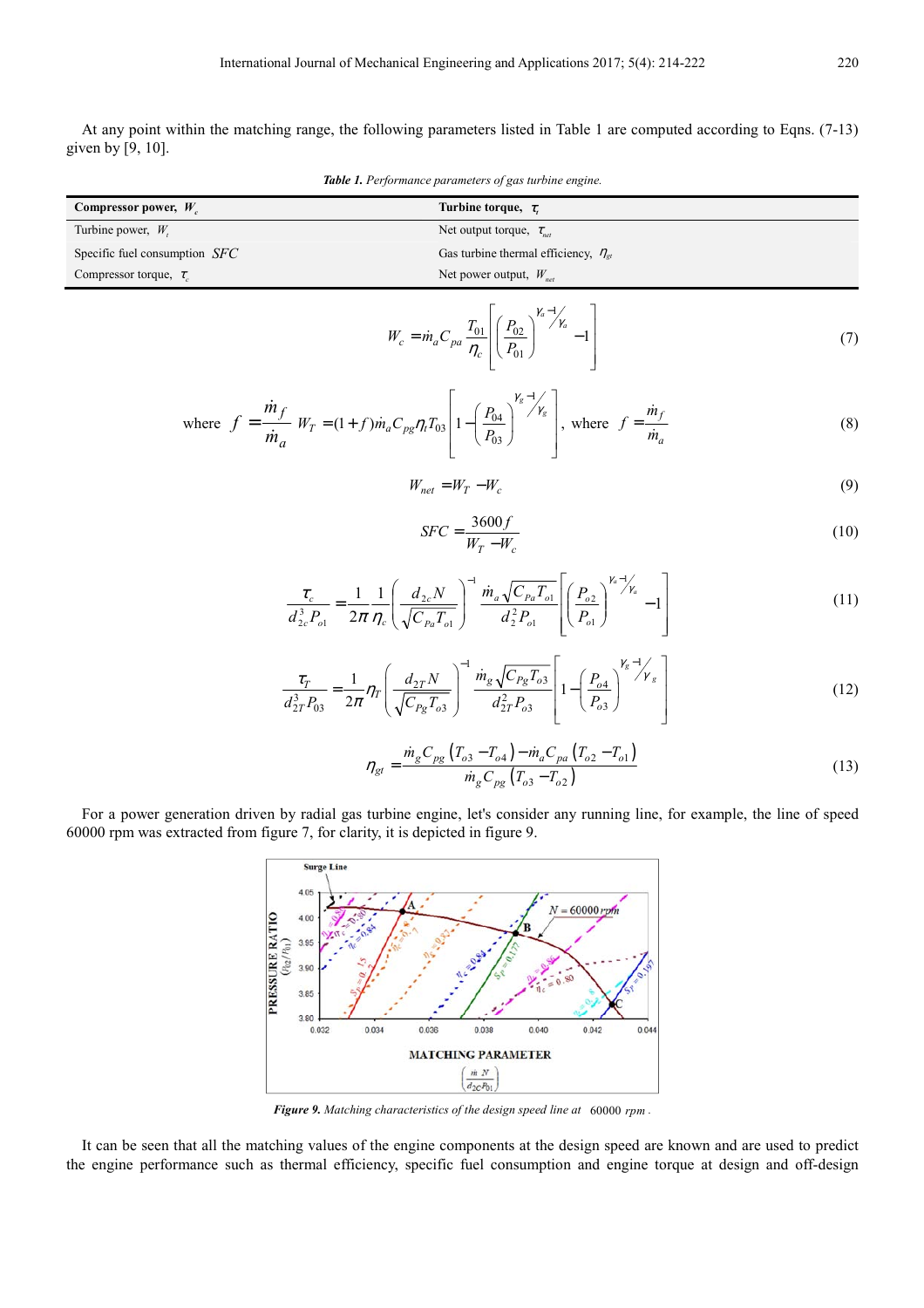At any point within the matching range, the following parameters listed in Table 1 are computed according to Eqns. (7-13) given by [9, 10].

*Table 1. Performance parameters of gas turbine engine.*

| **Compressor power, $W_c$** | **Turbine torque, $\tau_t$** |
|---|---|
| Turbine power, $W_t$ | Net output torque, $\tau_{net}$ |
| Specific fuel consumption $SFC$ | Gas turbine thermal efficiency, $\eta_{gt}$ |
| Compressor torque, $\tau_c$ | Net power output, $W_{net}$ |

$$W_c = \dot{m}_a C_{pa} \frac{T_{01}}{\eta_c} \left[ \left( \frac{P_{02}}{P_{01}} \right)^{\gamma_a - 1 / \gamma_a} - 1 \right] \tag{7}$$

$$\text{where } f = \frac{\dot{m}_f}{\dot{m}_a} \; W_T = (1+f)\dot{m}_a C_{pg} \eta_t T_{03} \left[ 1 - \left( \frac{P_{04}}{P_{03}} \right)^{\gamma_g - 1 / \gamma_g} \right], \text{ where } f = \frac{\dot{m}_f}{\dot{m}_a} \tag{8}$$

$$W_{net} = W_T - W_c \tag{9}$$

$$SFC = \frac{3600 f}{W_T - W_c} \tag{10}$$

$$\frac{\tau_c}{d_{2c}^3 P_{o1}} = \frac{1}{2\pi} \frac{1}{\eta_c} \left( \frac{d_{2c} N}{\sqrt{C_{Pa} T_{o1}}} \right)^{-1} \frac{\dot{m}_a \sqrt{C_{Pa} T_{o1}}}{d_2^2 P_{o1}} \left[ \left( \frac{P_{o2}}{P_{o1}} \right)^{\gamma_a - 1 / \gamma_a} - 1 \right] \tag{11}$$

$$\frac{\tau_T}{d_{2T}^3 P_{03}} = \frac{1}{2\pi} \eta_T \left( \frac{d_{2T} N}{\sqrt{C_{Pg} T_{o3}}} \right)^{-1} \frac{\dot{m}_g \sqrt{C_{Pg} T_{o3}}}{d_{2T}^2 P_{o3}} \left[ 1 - \left( \frac{P_{o4}}{P_{o3}} \right)^{\gamma_g - 1 / \gamma_g} \right] \tag{12}$$

$$\eta_{gt} = \frac{\dot{m}_g C_{pg} \left( T_{o3} - T_{o4} \right) - \dot{m}_a C_{pa} \left( T_{o2} - T_{o1} \right)}{\dot{m}_g C_{pg} \left( T_{o3} - T_{o2} \right)} \tag{13}$$

For a power generation driven by radial gas turbine engine, let's consider any running line, for example, the line of speed 60000 rpm was extracted from figure 7, for clarity, it is depicted in figure 9.

*Figure 9. Matching characteristics of the design speed line at 60000 rpm.*

It can be seen that all the matching values of the engine components at the design speed are known and are used to predict the engine performance such as thermal efficiency, specific fuel consumption and engine torque at design and off-design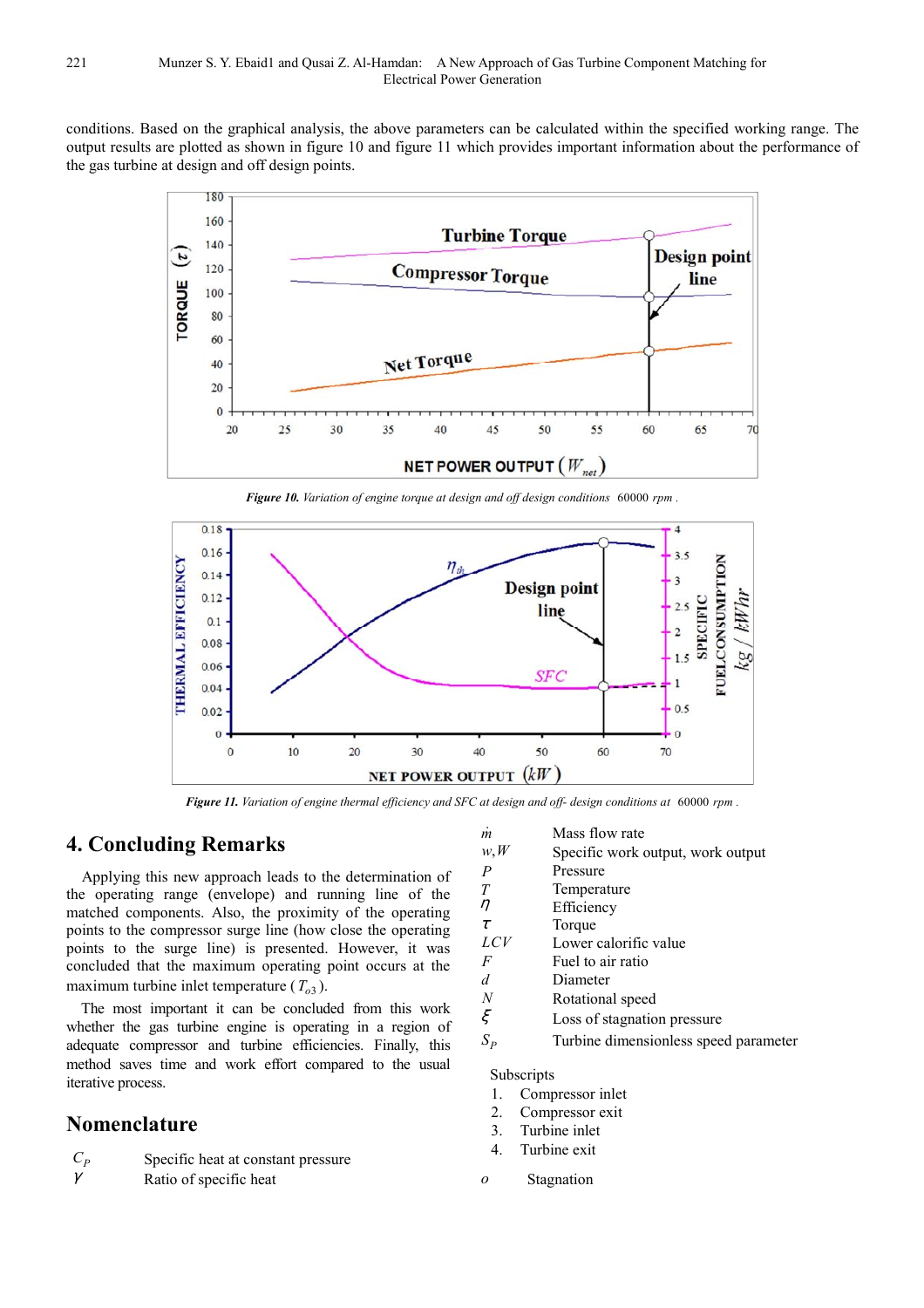conditions. Based on the graphical analysis, the above parameters can be calculated within the specified working range. The output results are plotted as shown in figure 10 and figure 11 which provides important information about the performance of the gas turbine at design and off design points.

***Figure 10.*** *Variation of engine torque at design and off design conditions* 60000 *rpm* .

***Figure 11.*** *Variation of engine thermal efficiency and SFC at design and off- design conditions at* 60000 *rpm* .

## 4. Concluding Remarks

Applying this new approach leads to the determination of the operating range (envelope) and running line of the matched components. Also, the proximity of the operating points to the compressor surge line (how close the operating points to the surge line) is presented. However, it was concluded that the maximum operating point occurs at the maximum turbine inlet temperature ($T_{o3}$).

The most important it can be concluded from this work whether the gas turbine engine is operating in a region of adequate compressor and turbine efficiencies. Finally, this method saves time and work effort compared to the usual iterative process.

## Nomenclature

| | |
|---|---|
| $C_P$ | Specific heat at constant pressure |
| $\gamma$ | Ratio of specific heat |
| $\dot{m}$ | Mass flow rate |
| $w, W$ | Specific work output, work output |
| $P$ | Pressure |
| $T$ | Temperature |
| $\eta$ | Efficiency |
| $\tau$ | Torque |
| $LCV$ | Lower calorific value |
| $F$ | Fuel to air ratio |
| $d$ | Diameter |
| $N$ | Rotational speed |
| $\xi$ | Loss of stagnation pressure |
| $S_P$ | Turbine dimensionless speed parameter |

Subscripts

1. Compressor inlet
2. Compressor exit
3. Turbine inlet
4. Turbine exit

$o$ Stagnation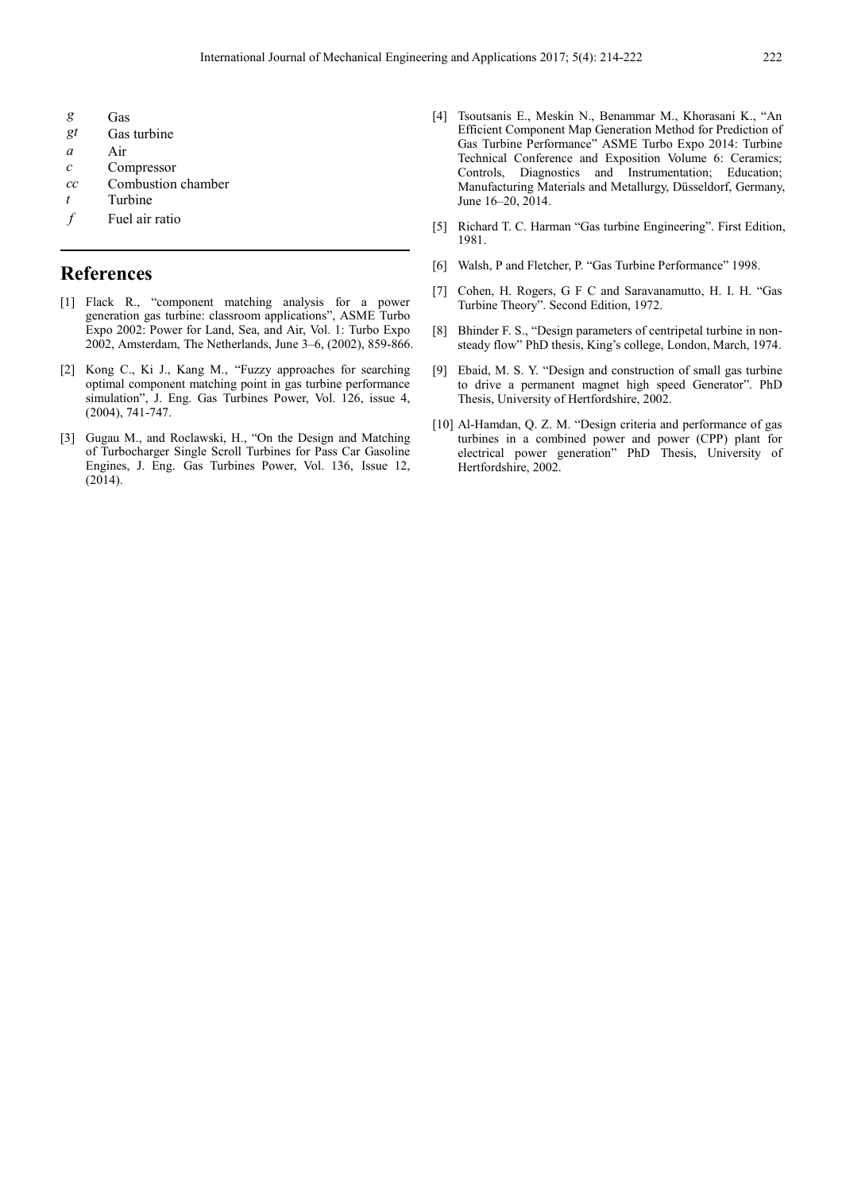| | |
|---|---|
| $g$ | Gas |
| $gt$ | Gas turbine |
| $a$ | Air |
| $c$ | Compressor |
| $cc$ | Combustion chamber |
| $t$ | Turbine |
| $f$ | Fuel air ratio |

## References

[1] Flack R., "component matching analysis for a power generation gas turbine: classroom applications", ASME Turbo Expo 2002: Power for Land, Sea, and Air, Vol. 1: Turbo Expo 2002, Amsterdam, The Netherlands, June 3–6, (2002), 859-866.

[2] Kong C., Ki J., Kang M., "Fuzzy approaches for searching optimal component matching point in gas turbine performance simulation", J. Eng. Gas Turbines Power, Vol. 126, issue 4, (2004), 741-747.

[3] Gugau M., and Roclawski, H., "On the Design and Matching of Turbocharger Single Scroll Turbines for Pass Car Gasoline Engines, J. Eng. Gas Turbines Power, Vol. 136, Issue 12, (2014).

[4] Tsoutsanis E., Meskin N., Benammar M., Khorasani K., "An Efficient Component Map Generation Method for Prediction of Gas Turbine Performance" ASME Turbo Expo 2014: Turbine Technical Conference and Exposition Volume 6: Ceramics; Controls, Diagnostics and Instrumentation; Education; Manufacturing Materials and Metallurgy, Düsseldorf, Germany, June 16–20, 2014.

[5] Richard T. C. Harman "Gas turbine Engineering". First Edition, 1981.

[6] Walsh, P and Fletcher, P. "Gas Turbine Performance" 1998.

[7] Cohen, H. Rogers, G F C and Saravanamutto, H. I. H. "Gas Turbine Theory". Second Edition, 1972.

[8] Bhinder F. S., "Design parameters of centripetal turbine in non-steady flow" PhD thesis, King's college, London, March, 1974.

[9] Ebaid, M. S. Y. "Design and construction of small gas turbine to drive a permanent magnet high speed Generator". PhD Thesis, University of Hertfordshire, 2002.

[10] Al-Hamdan, Q. Z. M. "Design criteria and performance of gas turbines in a combined power and power (CPP) plant for electrical power generation" PhD Thesis, University of Hertfordshire, 2002.